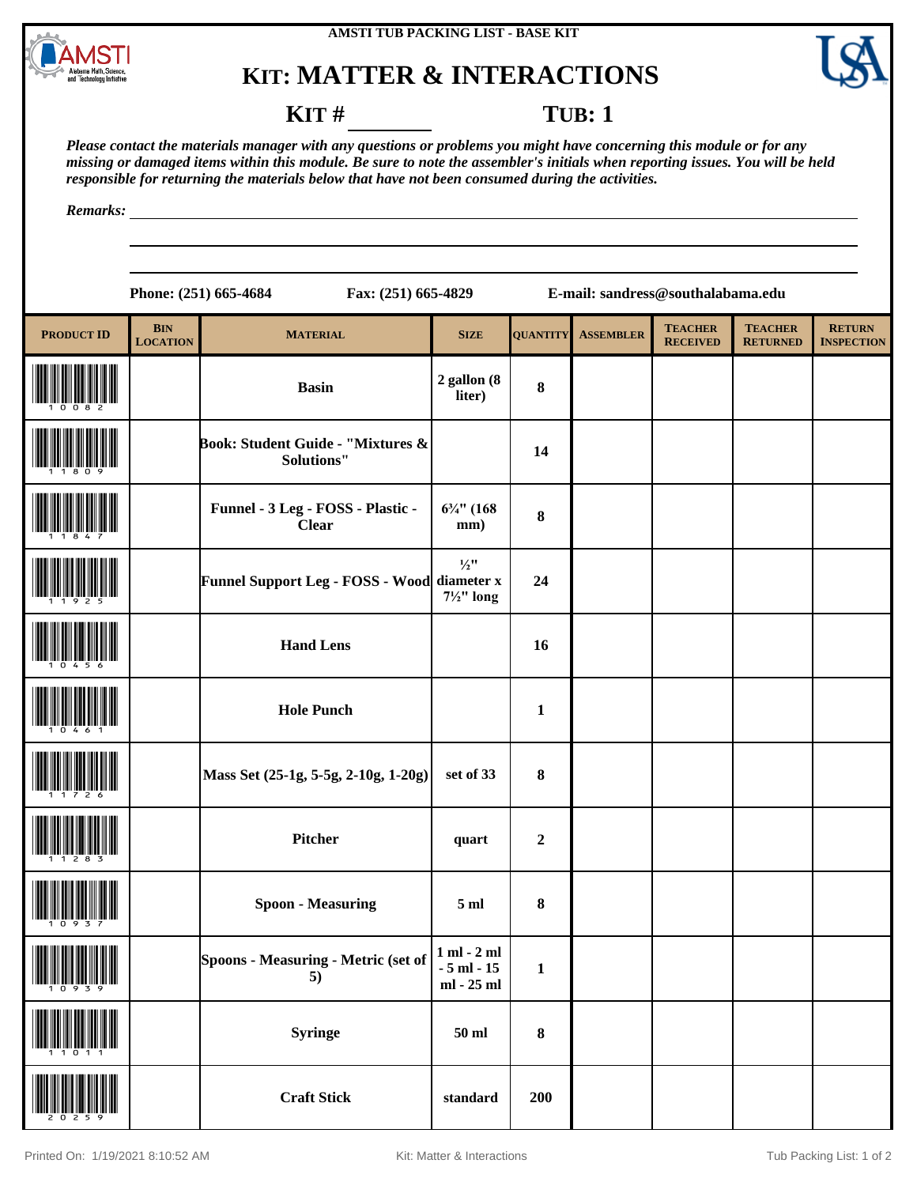AMSTI TUB PACKING LIST - BASE KIT

# KIT: MATTER & INTERACTIONS

**KIT # ________** **TUB: 1**

***Please contact the materials manager with any questions or problems you might have concerning this module or for any missing or damaged items within this module. Be sure to note the assembler's initials when reporting issues. You will be held responsible for returning the materials below that have not been consumed during the activities.***

***Remarks:*** ______________________________________________

**Phone: (251) 665-4684** **Fax: (251) 665-4829** **E-mail: sandress@southalabama.edu**

| PRODUCT ID | BIN LOCATION | MATERIAL | SIZE | QUANTITY | ASSEMBLER | TEACHER RECEIVED | TEACHER RETURNED | RETURN INSPECTION |
|---|---|---|---|---|---|---|---|---|
| 10082 | | Basin | 2 gallon (8 liter) | 8 | | | | |
| 11809 | | Book: Student Guide - "Mixtures & Solutions" | | 14 | | | | |
| 11847 | | Funnel - 3 Leg - FOSS - Plastic - Clear | 6¾" (168 mm) | 8 | | | | |
| 11925 | | Funnel Support Leg - FOSS - Wood | ½" diameter x 7½" long | 24 | | | | |
| 10456 | | Hand Lens | | 16 | | | | |
| 10461 | | Hole Punch | | 1 | | | | |
| 11726 | | Mass Set (25-1g, 5-5g, 2-10g, 1-20g) | set of 33 | 8 | | | | |
| 11283 | | Pitcher | quart | 2 | | | | |
| 10937 | | Spoon - Measuring | 5 ml | 8 | | | | |
| 10939 | | Spoons - Measuring - Metric (set of 5) | 1 ml - 2 ml - 5 ml - 15 ml - 25 ml | 1 | | | | |
| 11011 | | Syringe | 50 ml | 8 | | | | |
| 20259 | | Craft Stick | standard | 200 | | | | |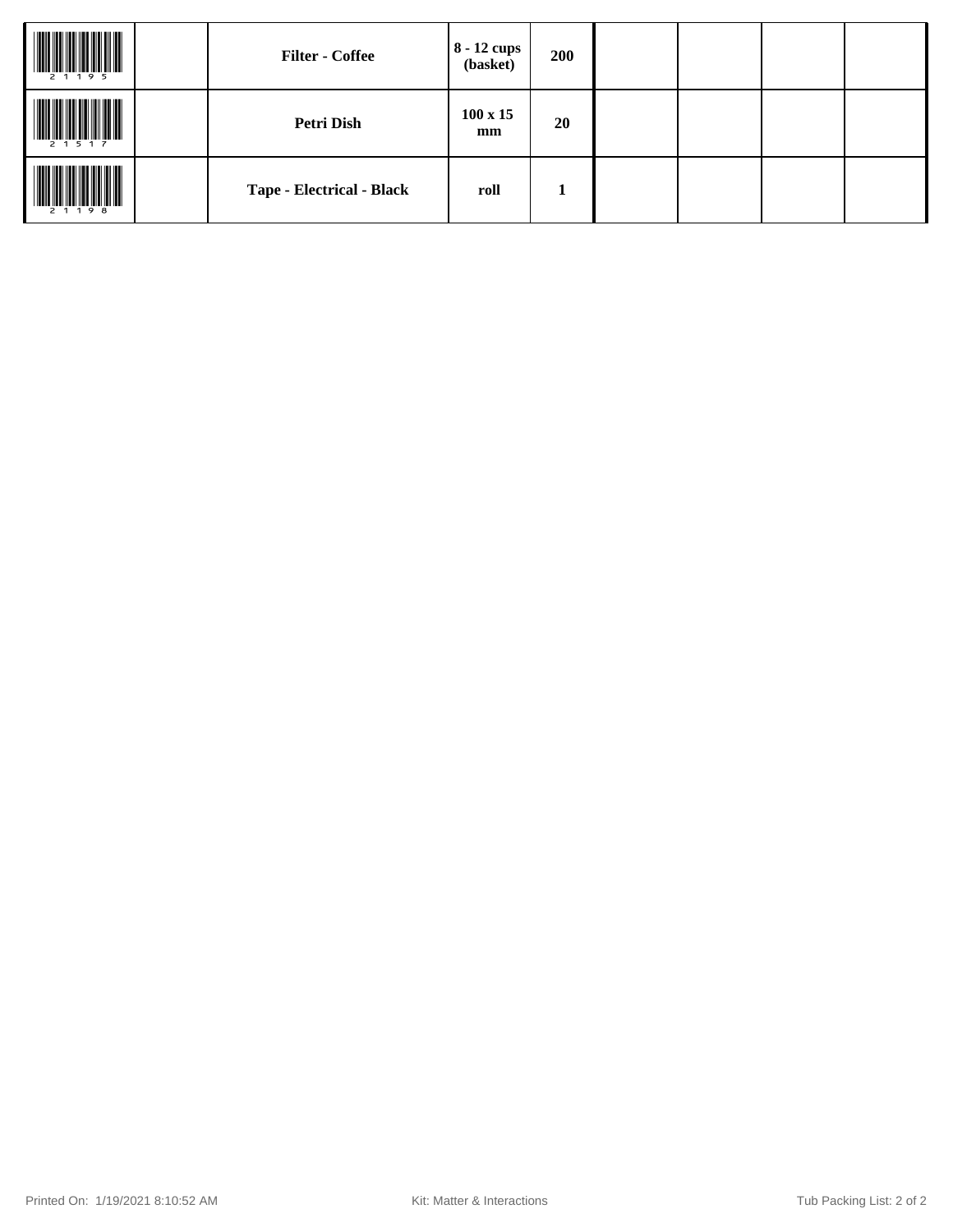| | | | | | | | | |
|---|---|---|---|---|---|---|---|---|
| 21195 | | **Filter - Coffee** | **8 - 12 cups (basket)** | **200** | | | | |
| 21517 | | **Petri Dish** | **100 x 15 mm** | **20** | | | | |
| 21198 | | **Tape - Electrical - Black** | **roll** | **1** | | | | |

Printed On: 1/19/2021 8:10:52 AM

Kit: Matter & Interactions

Tub Packing List: 2 of 2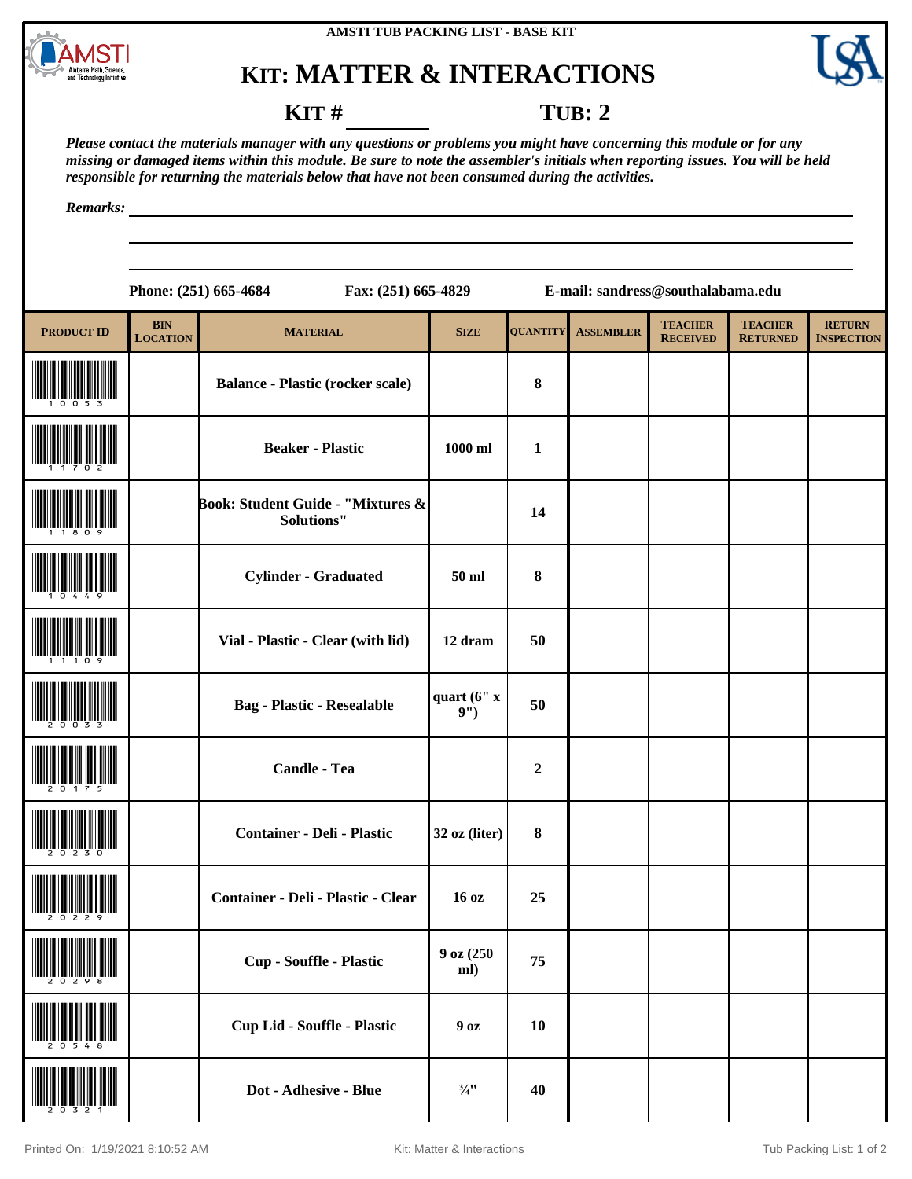AMSTI TUB PACKING LIST - BASE KIT

# KIT: MATTER & INTERACTIONS

**KIT # ________** **TUB: 2**

*Please contact the materials manager with any questions or problems you might have concerning this module or for any missing or damaged items within this module. Be sure to note the assembler's initials when reporting issues. You will be held responsible for returning the materials below that have not been consumed during the activities.*

*Remarks:* ____________________________________________

**Phone: (251) 665-4684** **Fax: (251) 665-4829** **E-mail: sandress@southalabama.edu**

| PRODUCT ID | BIN LOCATION | MATERIAL | SIZE | QUANTITY | ASSEMBLER | TEACHER RECEIVED | TEACHER RETURNED | RETURN INSPECTION |
|---|---|---|---|---|---|---|---|---|
| 10053 | | Balance - Plastic (rocker scale) | | 8 | | | | |
| 11702 | | Beaker - Plastic | 1000 ml | 1 | | | | |
| 11809 | | Book: Student Guide - "Mixtures & Solutions" | | 14 | | | | |
| 10449 | | Cylinder - Graduated | 50 ml | 8 | | | | |
| 11109 | | Vial - Plastic - Clear (with lid) | 12 dram | 50 | | | | |
| 20033 | | Bag - Plastic - Resealable | quart (6" x 9") | 50 | | | | |
| 20175 | | Candle - Tea | | 2 | | | | |
| 20230 | | Container - Deli - Plastic | 32 oz (liter) | 8 | | | | |
| 20229 | | Container - Deli - Plastic - Clear | 16 oz | 25 | | | | |
| 20298 | | Cup - Souffle - Plastic | 9 oz (250 ml) | 75 | | | | |
| 20548 | | Cup Lid - Souffle - Plastic | 9 oz | 10 | | | | |
| 20321 | | Dot - Adhesive - Blue | ¾" | 40 | | | | |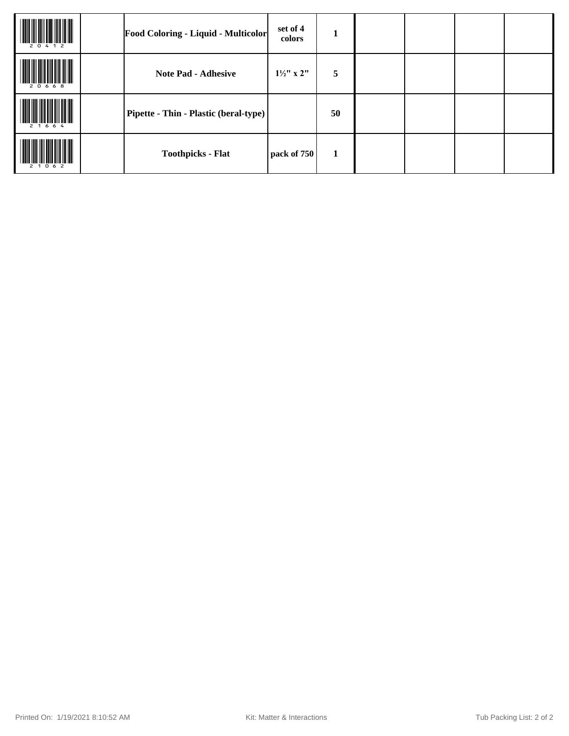| | | | | | | | | |
|---|---|---|---|---|---|---|---|---|
| 20412 | | **Food Coloring - Liquid - Multicolor** | **set of 4 colors** | **1** | | | | |
| 20668 | | **Note Pad - Adhesive** | **1½" x 2"** | **5** | | | | |
| 21664 | | **Pipette - Thin - Plastic (beral-type)** | | **50** | | | | |
| 21062 | | **Toothpicks - Flat** | **pack of 750** | **1** | | | | |

Printed On: 1/19/2021 8:10:52 AM Kit: Matter & Interactions Tub Packing List: 2 of 2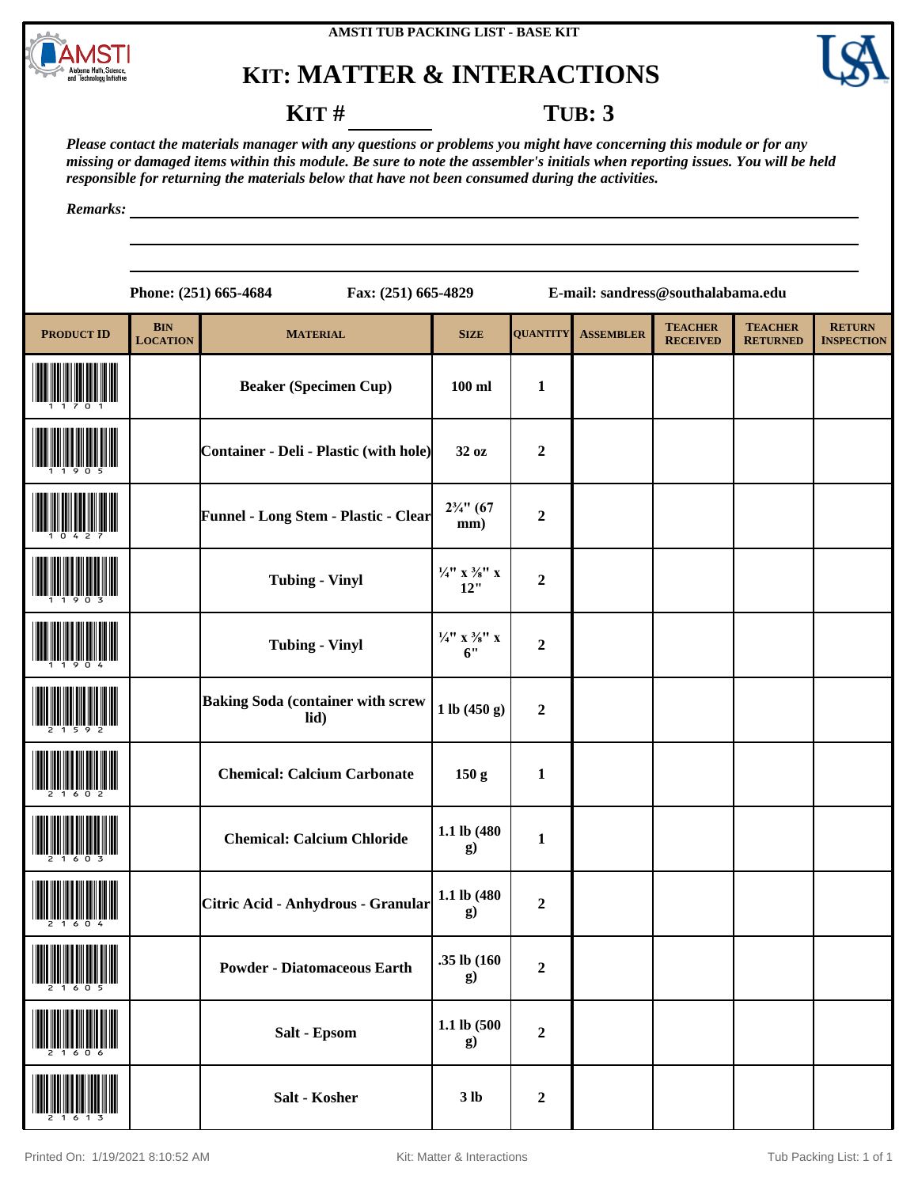AMSTI TUB PACKING LIST - BASE KIT

# KIT: MATTER & INTERACTIONS

**KIT # ________** **TUB: 3**

*Please contact the materials manager with any questions or problems you might have concerning this module or for any missing or damaged items within this module. Be sure to note the assembler's initials when reporting issues. You will be held responsible for returning the materials below that have not been consumed during the activities.*

*Remarks:* ________________________________________

**Phone: (251) 665-4684** **Fax: (251) 665-4829** **E-mail: sandress@southalabama.edu**

| PRODUCT ID | BIN LOCATION | MATERIAL | SIZE | QUANTITY | ASSEMBLER | TEACHER RECEIVED | TEACHER RETURNED | RETURN INSPECTION |
|---|---|---|---|---|---|---|---|---|
| 11701 | | Beaker (Specimen Cup) | 100 ml | 1 | | | | |
| 11905 | | Container - Deli - Plastic (with hole) | 32 oz | 2 | | | | |
| 10427 | | Funnel - Long Stem - Plastic - Clear | 2¾" (67 mm) | 2 | | | | |
| 11903 | | Tubing - Vinyl | ¼" x ⅜" x 12" | 2 | | | | |
| 11904 | | Tubing - Vinyl | ¼" x ⅜" x 6" | 2 | | | | |
| 21592 | | Baking Soda (container with screw lid) | 1 lb (450 g) | 2 | | | | |
| 21602 | | Chemical: Calcium Carbonate | 150 g | 1 | | | | |
| 21603 | | Chemical: Calcium Chloride | 1.1 lb (480 g) | 1 | | | | |
| 21604 | | Citric Acid - Anhydrous - Granular | 1.1 lb (480 g) | 2 | | | | |
| 21605 | | Powder - Diatomaceous Earth | .35 lb (160 g) | 2 | | | | |
| 21606 | | Salt - Epsom | 1.1 lb (500 g) | 2 | | | | |
| 21613 | | Salt - Kosher | 3 lb | 2 | | | | |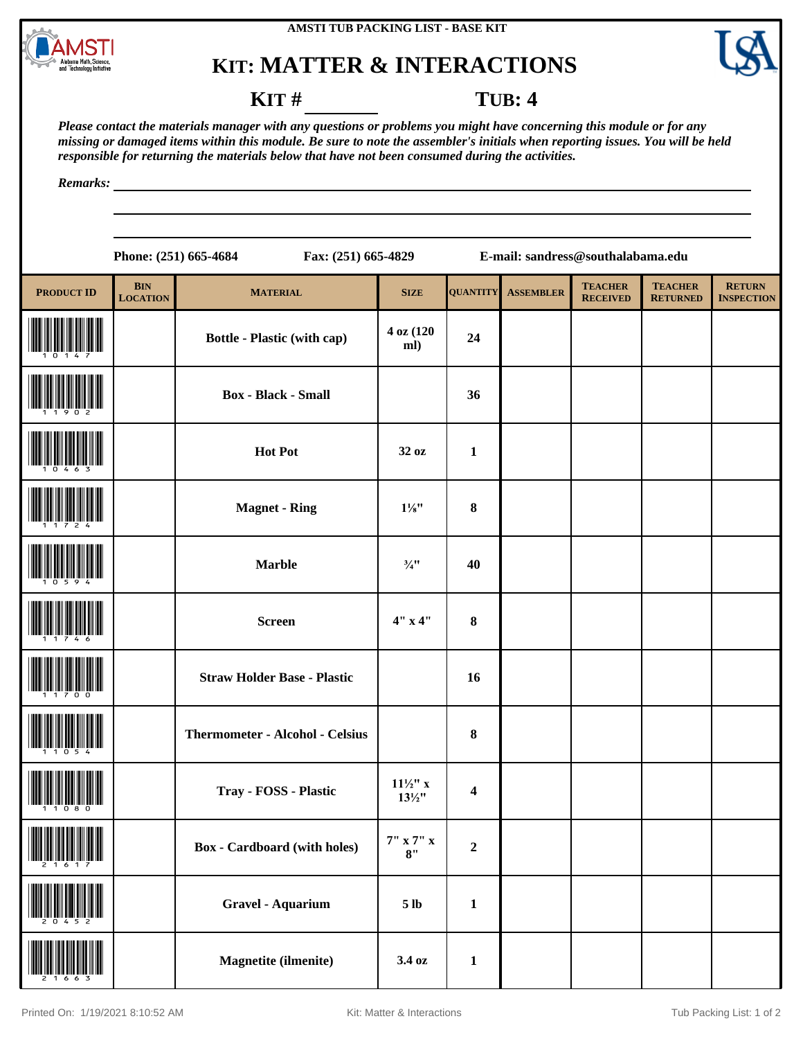AMSTI TUB PACKING LIST - BASE KIT

# KIT: MATTER & INTERACTIONS

**KIT #** ________ **TUB: 4**

*Please contact the materials manager with any questions or problems you might have concerning this module or for any missing or damaged items within this module. Be sure to note the assembler's initials when reporting issues. You will be held responsible for returning the materials below that have not been consumed during the activities.*

*Remarks:* ____________________________________________

**Phone: (251) 665-4684** **Fax: (251) 665-4829** **E-mail: sandress@southalabama.edu**

| PRODUCT ID | BIN LOCATION | MATERIAL | SIZE | QUANTITY | ASSEMBLER | TEACHER RECEIVED | TEACHER RETURNED | RETURN INSPECTION |
|---|---|---|---|---|---|---|---|---|
| 10147 | | Bottle - Plastic (with cap) | 4 oz (120 ml) | 24 | | | | |
| 11902 | | Box - Black - Small | | 36 | | | | |
| 10463 | | Hot Pot | 32 oz | 1 | | | | |
| 11724 | | Magnet - Ring | 1⅛" | 8 | | | | |
| 10594 | | Marble | ¾" | 40 | | | | |
| 11746 | | Screen | 4" x 4" | 8 | | | | |
| 11700 | | Straw Holder Base - Plastic | | 16 | | | | |
| 11054 | | Thermometer - Alcohol - Celsius | | 8 | | | | |
| 11080 | | Tray - FOSS - Plastic | 11½" x 13½" | 4 | | | | |
| 21617 | | Box - Cardboard (with holes) | 7" x 7" x 8" | 2 | | | | |
| 20452 | | Gravel - Aquarium | 5 lb | 1 | | | | |
| 21663 | | Magnetite (ilmenite) | 3.4 oz | 1 | | | | |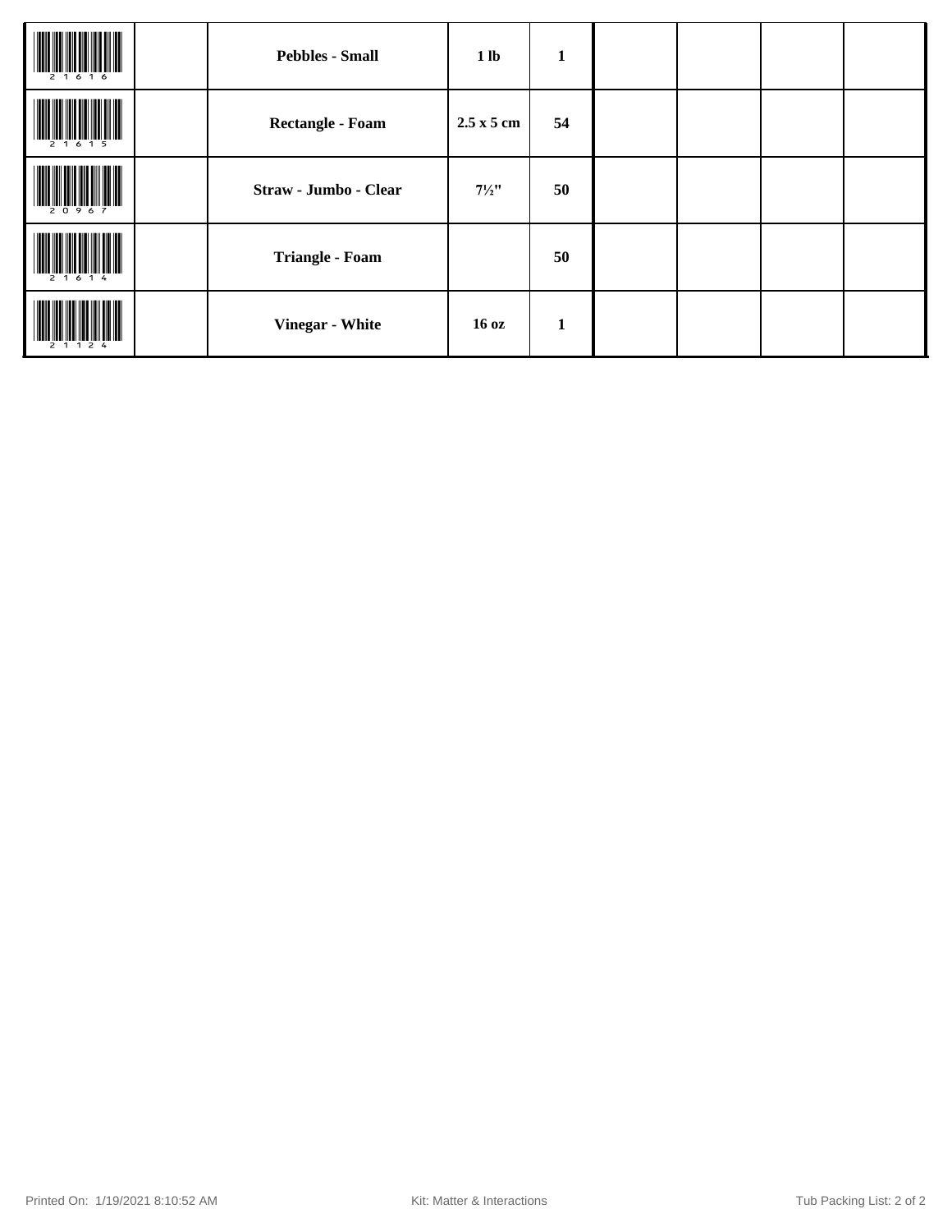| | | | | | | | | |
|---|---|---|---|---|---|---|---|---|
| 21616 | | **Pebbles - Small** | **1 lb** | **1** | | | | |
| 21615 | | **Rectangle - Foam** | **2.5 x 5 cm** | **54** | | | | |
| 20967 | | **Straw - Jumbo - Clear** | **7½"** | **50** | | | | |
| 21614 | | **Triangle - Foam** | | **50** | | | | |
| 21124 | | **Vinegar - White** | **16 oz** | **1** | | | | |